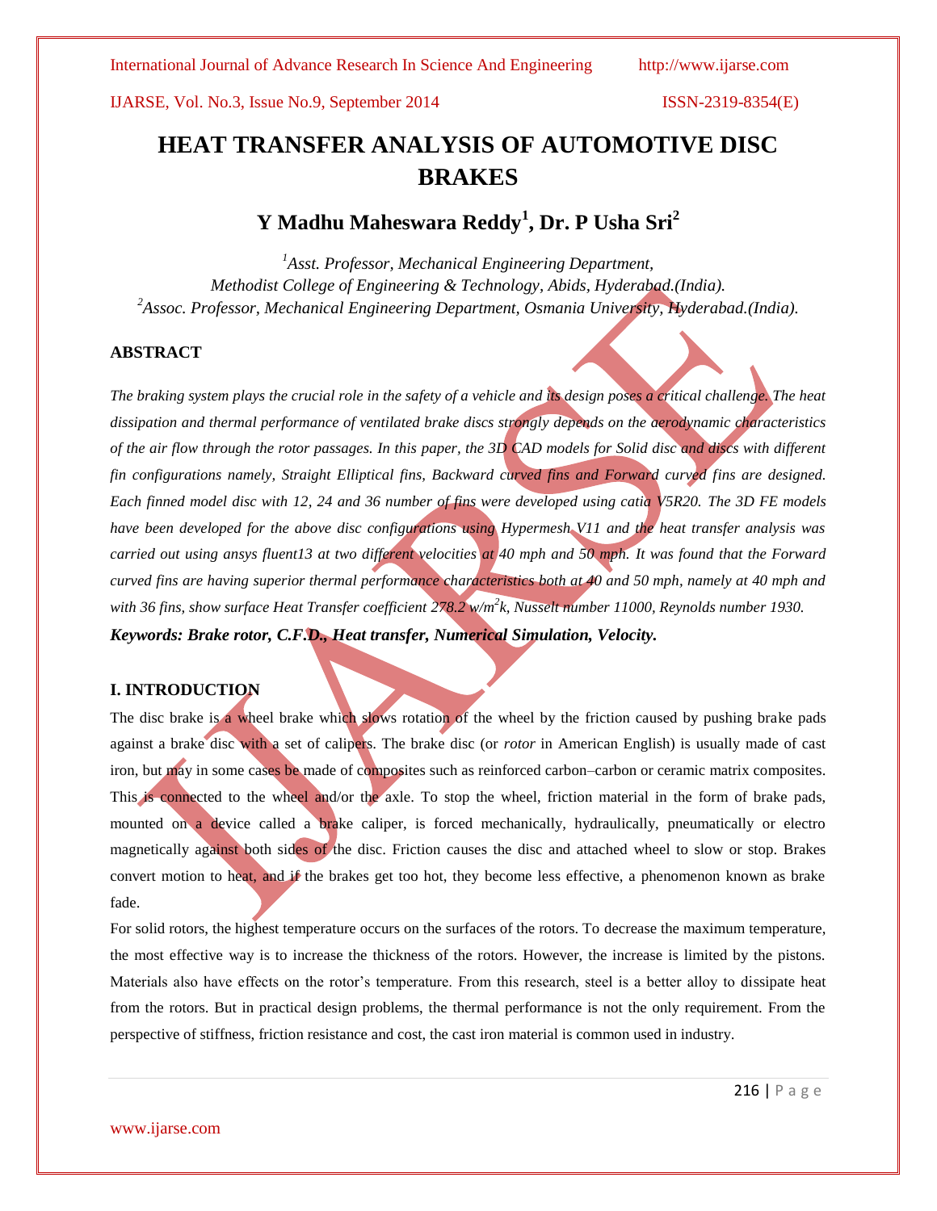# HEAT TRANSFER ANALYSIS OF AUTOMOTIVE DISC BRAKES

## Y Madhu Maheswara Reddy[1], Dr. P Usha Sri[2]

[1]*Asst. Professor, Mechanical Engineering Department, Methodist College of Engineering & Technology, Abids, Hyderabad.(India).*
[2]*Assoc. Professor, Mechanical Engineering Department, Osmania University, Hyderabad.(India).*

### ABSTRACT

*The braking system plays the crucial role in the safety of a vehicle and its design poses a critical challenge. The heat dissipation and thermal performance of ventilated brake discs strongly depends on the aerodynamic characteristics of the air flow through the rotor passages. In this paper, the 3D CAD models for Solid disc and discs with different fin configurations namely, Straight Elliptical fins, Backward curved fins and Forward curved fins are designed. Each finned model disc with 12, 24 and 36 number of fins were developed using catia V5R20. The 3D FE models have been developed for the above disc configurations using Hypermesh V11 and the heat transfer analysis was carried out using ansys fluent13 at two different velocities at 40 mph and 50 mph. It was found that the Forward curved fins are having superior thermal performance characteristics both at 40 and 50 mph, namely at 40 mph and with 36 fins, show surface Heat Transfer coefficient 278.2 w/m$^2$k, Nusselt number 11000, Reynolds number 1930.*

***Keywords: Brake rotor, C.F.D., Heat transfer, Numerical Simulation, Velocity.***

### I. INTRODUCTION

The disc brake is a wheel brake which slows rotation of the wheel by the friction caused by pushing brake pads against a brake disc with a set of calipers. The brake disc (or *rotor* in American English) is usually made of cast iron, but may in some cases be made of composites such as reinforced carbon–carbon or ceramic matrix composites. This is connected to the wheel and/or the axle. To stop the wheel, friction material in the form of brake pads, mounted on a device called a brake caliper, is forced mechanically, hydraulically, pneumatically or electro magnetically against both sides of the disc. Friction causes the disc and attached wheel to slow or stop. Brakes convert motion to heat, and if the brakes get too hot, they become less effective, a phenomenon known as brake fade.

For solid rotors, the highest temperature occurs on the surfaces of the rotors. To decrease the maximum temperature, the most effective way is to increase the thickness of the rotors. However, the increase is limited by the pistons. Materials also have effects on the rotor's temperature. From this research, steel is a better alloy to dissipate heat from the rotors. But in practical design problems, the thermal performance is not the only requirement. From the perspective of stiffness, friction resistance and cost, the cast iron material is common used in industry.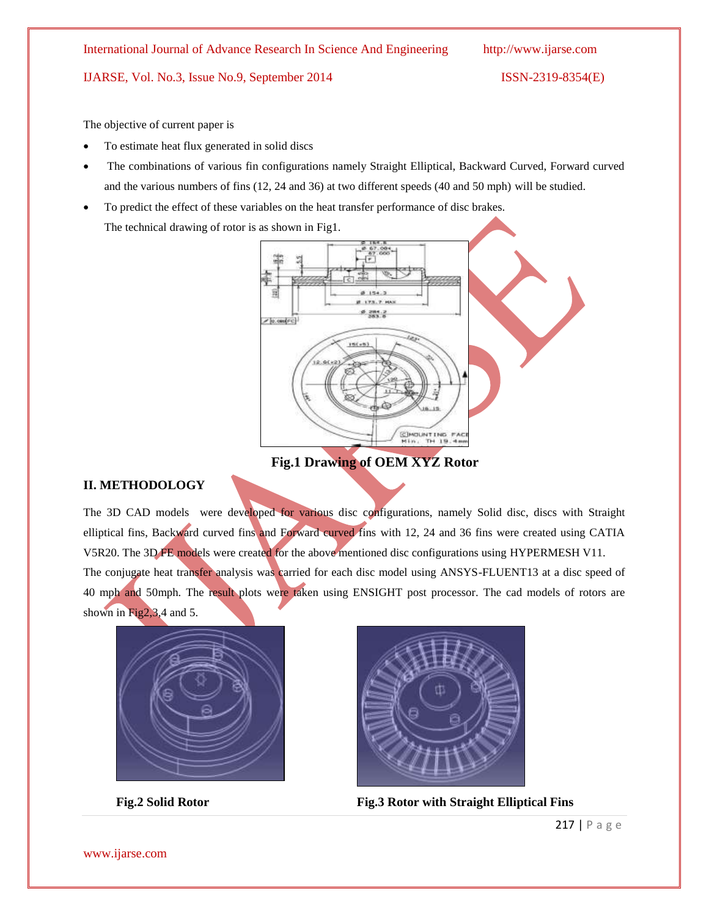The objective of current paper is

- To estimate heat flux generated in solid discs
- The combinations of various fin configurations namely Straight Elliptical, Backward Curved, Forward curved and the various numbers of fins (12, 24 and 36) at two different speeds (40 and 50 mph) will be studied.
- To predict the effect of these variables on the heat transfer performance of disc brakes.

  The technical drawing of rotor is as shown in Fig1.

**Fig.1 Drawing of OEM XYZ Rotor**

## II. METHODOLOGY

The 3D CAD models were developed for various disc configurations, namely Solid disc, discs with Straight elliptical fins, Backward curved fins and Forward curved fins with 12, 24 and 36 fins were created using CATIA V5R20. The 3D FE models were created for the above mentioned disc configurations using HYPERMESH V11. The conjugate heat transfer analysis was carried for each disc model using ANSYS-FLUENT13 at a disc speed of 40 mph and 50mph. The result plots were taken using ENSIGHT post processor. The cad models of rotors are shown in Fig2,3,4 and 5.

**Fig.2 Solid Rotor**

**Fig.3 Rotor with Straight Elliptical Fins**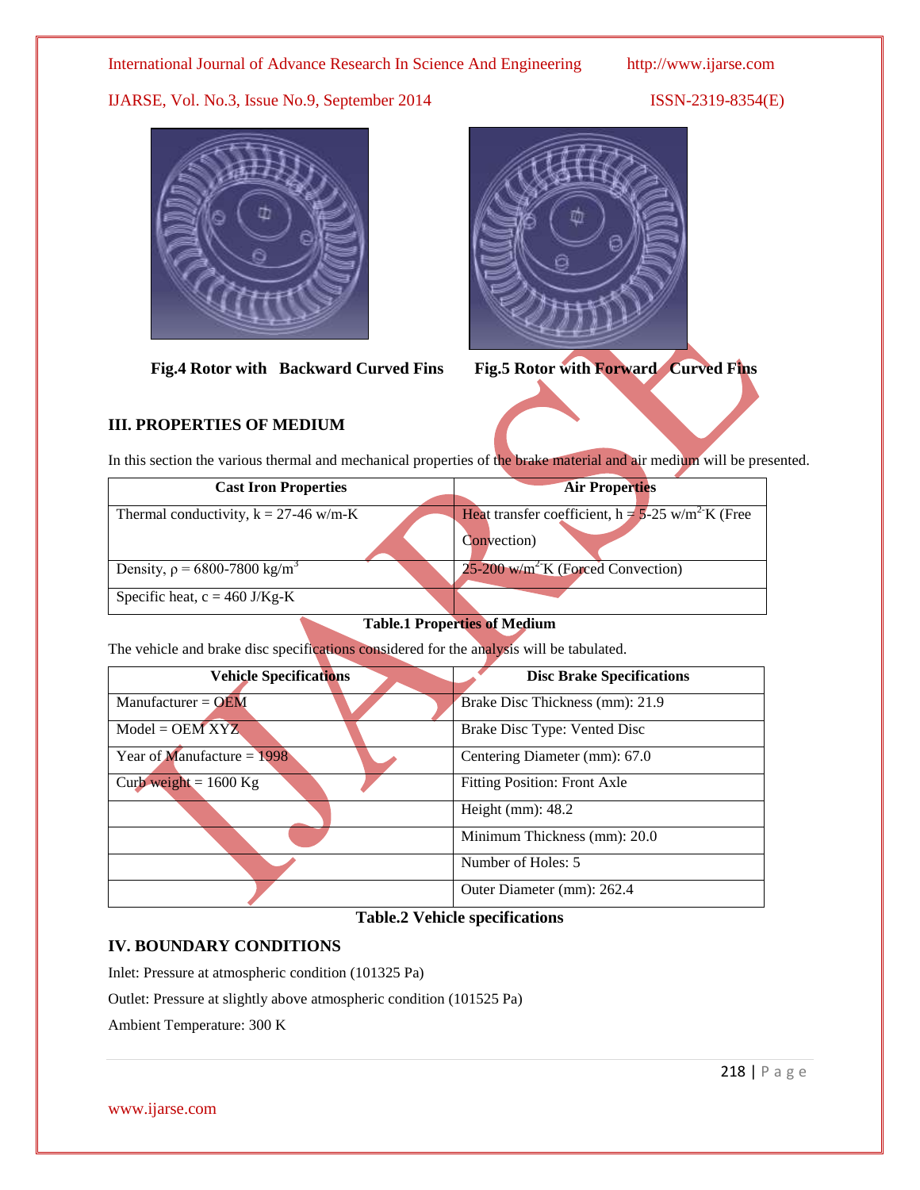Fig.4 Rotor with Backward Curved Fins

Fig.5 Rotor with Forward Curved Fins

## III. PROPERTIES OF MEDIUM

In this section the various thermal and mechanical properties of the brake material and air medium will be presented.

| Cast Iron Properties | Air Properties |
|---|---|
| Thermal conductivity, k = 27-46 w/m-K | Heat transfer coefficient, h = 5-25 $w/m^2$-K (Free Convection) |
| Density, $\rho$ = 6800-7800 $kg/m^3$ | 25-200 $w/m^2$-K (Forced Convection) |
| Specific heat, c = 460 J/Kg-K | |

**Table.1 Properties of Medium**

The vehicle and brake disc specifications considered for the analysis will be tabulated.

| Vehicle Specifications | Disc Brake Specifications |
|---|---|
| Manufacturer = OEM | Brake Disc Thickness (mm): 21.9 |
| Model = OEM XYZ | Brake Disc Type: Vented Disc |
| Year of Manufacture = 1998 | Centering Diameter (mm): 67.0 |
| Curb weight = 1600 Kg | Fitting Position: Front Axle |
| | Height (mm): 48.2 |
| | Minimum Thickness (mm): 20.0 |
| | Number of Holes: 5 |
| | Outer Diameter (mm): 262.4 |

**Table.2 Vehicle specifications**

## IV. BOUNDARY CONDITIONS

Inlet: Pressure at atmospheric condition (101325 Pa)

Outlet: Pressure at slightly above atmospheric condition (101525 Pa)

Ambient Temperature: 300 K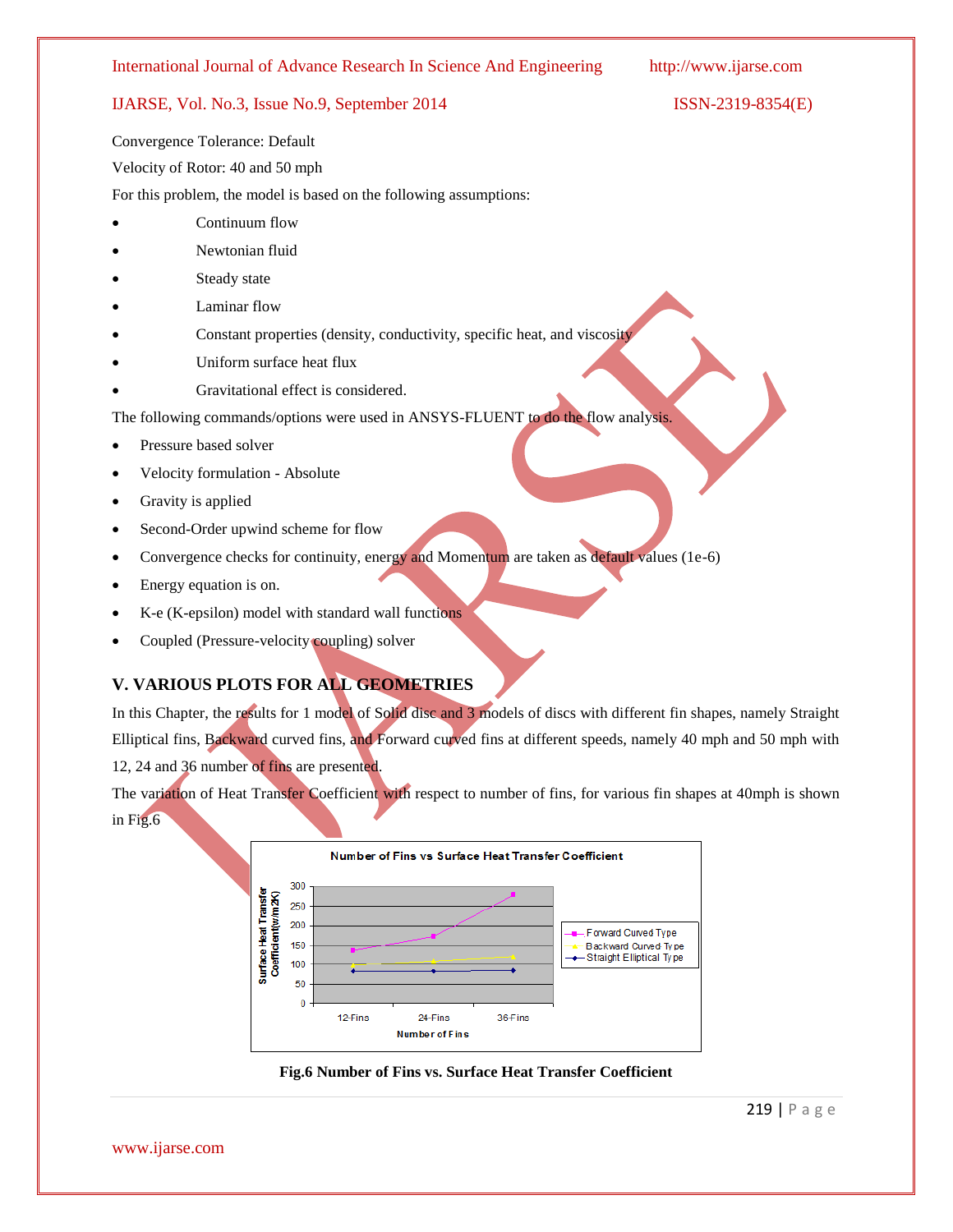Convergence Tolerance: Default

Velocity of Rotor: 40 and 50 mph

For this problem, the model is based on the following assumptions:

- Continuum flow
- Newtonian fluid
- Steady state
- Laminar flow
- Constant properties (density, conductivity, specific heat, and viscosity
- Uniform surface heat flux
- Gravitational effect is considered.

The following commands/options were used in ANSYS-FLUENT to do the flow analysis.

- Pressure based solver
- Velocity formulation - Absolute
- Gravity is applied
- Second-Order upwind scheme for flow
- Convergence checks for continuity, energy and Momentum are taken as default values (1e-6)
- Energy equation is on.
- K-e (K-epsilon) model with standard wall functions
- Coupled (Pressure-velocity coupling) solver

## V. VARIOUS PLOTS FOR ALL GEOMETRIES

In this Chapter, the results for 1 model of Solid disc and 3 models of discs with different fin shapes, namely Straight Elliptical fins, Backward curved fins, and Forward curved fins at different speeds, namely 40 mph and 50 mph with 12, 24 and 36 number of fins are presented.

The variation of Heat Transfer Coefficient with respect to number of fins, for various fin shapes at 40mph is shown in Fig.6

**Fig.6 Number of Fins vs. Surface Heat Transfer Coefficient**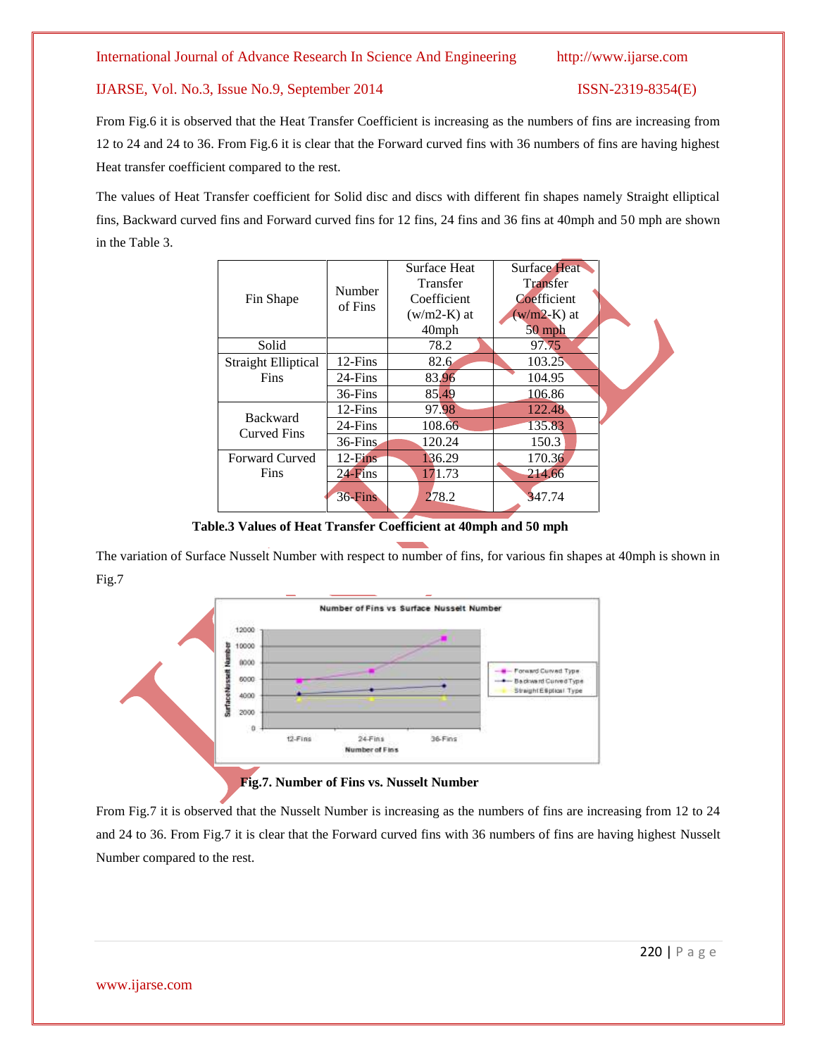From Fig.6 it is observed that the Heat Transfer Coefficient is increasing as the numbers of fins are increasing from 12 to 24 and 24 to 36. From Fig.6 it is clear that the Forward curved fins with 36 numbers of fins are having highest Heat transfer coefficient compared to the rest.

The values of Heat Transfer coefficient for Solid disc and discs with different fin shapes namely Straight elliptical fins, Backward curved fins and Forward curved fins for 12 fins, 24 fins and 36 fins at 40mph and 50 mph are shown in the Table 3.

| Fin Shape | Number of Fins | Surface Heat Transfer Coefficient (w/m2-K) at 40mph | Surface Heat Transfer Coefficient (w/m2-K) at 50 mph |
|---|---|---|---|
| Solid | | 78.2 | 97.75 |
| Straight Elliptical Fins | 12-Fins | 82.6 | 103.25 |
| | 24-Fins | 83.96 | 104.95 |
| | 36-Fins | 85.49 | 106.86 |
| Backward Curved Fins | 12-Fins | 97.98 | 122.48 |
| | 24-Fins | 108.66 | 135.83 |
| | 36-Fins | 120.24 | 150.3 |
| Forward Curved Fins | 12-Fins | 136.29 | 170.36 |
| | 24-Fins | 171.73 | 214.66 |
| | 36-Fins | 278.2 | 347.74 |

**Table.3 Values of Heat Transfer Coefficient at 40mph and 50 mph**

The variation of Surface Nusselt Number with respect to number of fins, for various fin shapes at 40mph is shown in Fig.7

**Fig.7. Number of Fins vs. Nusselt Number**

From Fig.7 it is observed that the Nusselt Number is increasing as the numbers of fins are increasing from 12 to 24 and 24 to 36. From Fig.7 it is clear that the Forward curved fins with 36 numbers of fins are having highest Nusselt Number compared to the rest.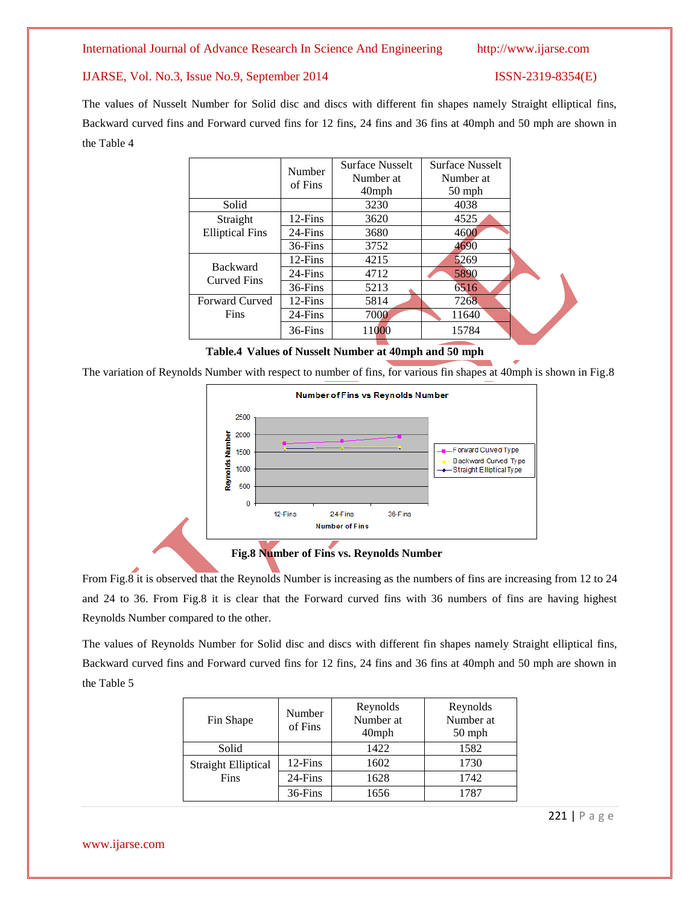The values of Nusselt Number for Solid disc and discs with different fin shapes namely Straight elliptical fins, Backward curved fins and Forward curved fins for 12 fins, 24 fins and 36 fins at 40mph and 50 mph are shown in the Table 4

| | Number of Fins | Surface Nusselt Number at 40mph | Surface Nusselt Number at 50 mph |
|---|---|---|---|
| Solid | | 3230 | 4038 |
| Straight Elliptical Fins | 12-Fins | 3620 | 4525 |
| | 24-Fins | 3680 | 4600 |
| | 36-Fins | 3752 | 4690 |
| Backward Curved Fins | 12-Fins | 4215 | 5269 |
| | 24-Fins | 4712 | 5890 |
| | 36-Fins | 5213 | 6516 |
| Forward Curved Fins | 12-Fins | 5814 | 7268 |
| | 24-Fins | 7000 | 11640 |
| | 36-Fins | 11000 | 15784 |

**Table.4 Values of Nusselt Number at 40mph and 50 mph**

The variation of Reynolds Number with respect to number of fins, for various fin shapes at 40mph is shown in Fig.8

**Fig.8 Number of Fins vs. Reynolds Number**

From Fig.8 it is observed that the Reynolds Number is increasing as the numbers of fins are increasing from 12 to 24 and 24 to 36. From Fig.8 it is clear that the Forward curved fins with 36 numbers of fins are having highest Reynolds Number compared to the other.

The values of Reynolds Number for Solid disc and discs with different fin shapes namely Straight elliptical fins, Backward curved fins and Forward curved fins for 12 fins, 24 fins and 36 fins at 40mph and 50 mph are shown in the Table 5

| Fin Shape | Number of Fins | Reynolds Number at 40mph | Reynolds Number at 50 mph |
|---|---|---|---|
| Solid | | 1422 | 1582 |
| Straight Elliptical Fins | 12-Fins | 1602 | 1730 |
| | 24-Fins | 1628 | 1742 |
| | 36-Fins | 1656 | 1787 |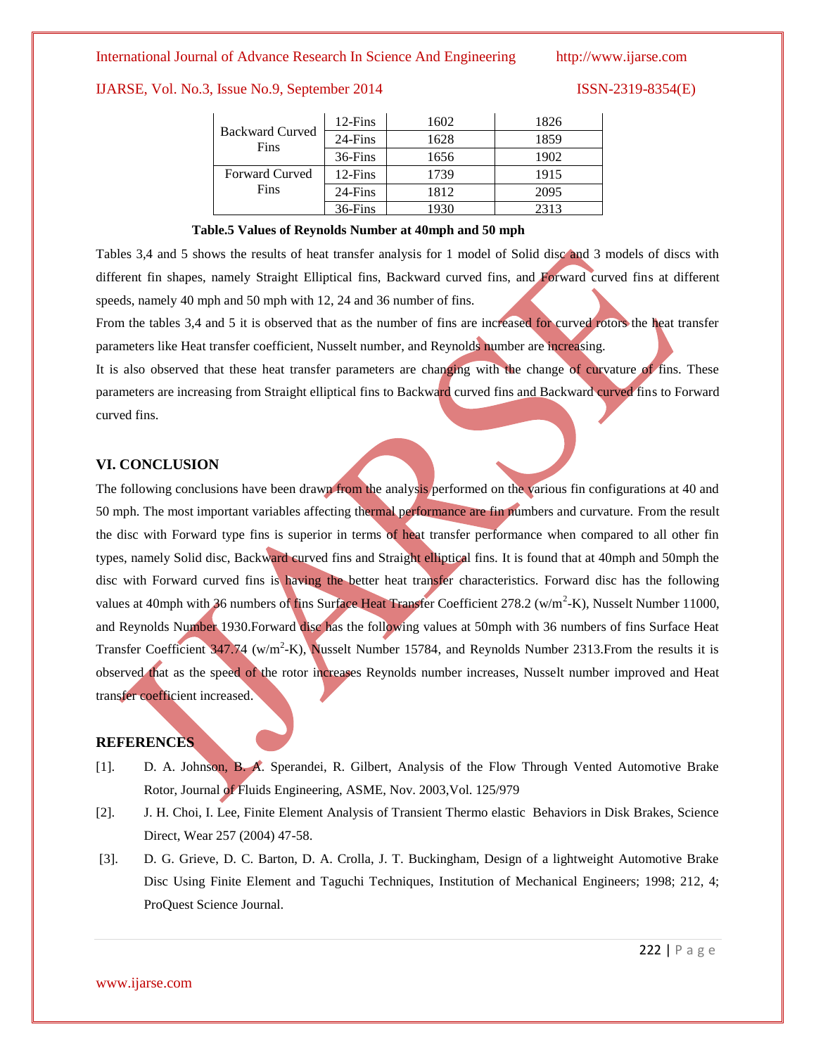| | | | |
|---|---|---|---|
| Backward Curved Fins | 12-Fins | 1602 | 1826 |
| | 24-Fins | 1628 | 1859 |
| | 36-Fins | 1656 | 1902 |
| Forward Curved Fins | 12-Fins | 1739 | 1915 |
| | 24-Fins | 1812 | 2095 |
| | 36-Fins | 1930 | 2313 |

**Table.5 Values of Reynolds Number at 40mph and 50 mph**

Tables 3,4 and 5 shows the results of heat transfer analysis for 1 model of Solid disc and 3 models of discs with different fin shapes, namely Straight Elliptical fins, Backward curved fins, and Forward curved fins at different speeds, namely 40 mph and 50 mph with 12, 24 and 36 number of fins.

From the tables 3,4 and 5 it is observed that as the number of fins are increased for curved rotors the heat transfer parameters like Heat transfer coefficient, Nusselt number, and Reynolds number are increasing.

It is also observed that these heat transfer parameters are changing with the change of curvature of fins. These parameters are increasing from Straight elliptical fins to Backward curved fins and Backward curved fins to Forward curved fins.

## VI. CONCLUSION

The following conclusions have been drawn from the analysis performed on the various fin configurations at 40 and 50 mph. The most important variables affecting thermal performance are fin numbers and curvature. From the result the disc with Forward type fins is superior in terms of heat transfer performance when compared to all other fin types, namely Solid disc, Backward curved fins and Straight elliptical fins. It is found that at 40mph and 50mph the disc with Forward curved fins is having the better heat transfer characteristics. Forward disc has the following values at 40mph with 36 numbers of fins Surface Heat Transfer Coefficient 278.2 ($w/m^2$-K), Nusselt Number 11000, and Reynolds Number 1930.Forward disc has the following values at 50mph with 36 numbers of fins Surface Heat Transfer Coefficient 347.74 ($w/m^2$-K), Nusselt Number 15784, and Reynolds Number 2313.From the results it is observed that as the speed of the rotor increases Reynolds number increases, Nusselt number improved and Heat transfer coefficient increased.

## REFERENCES

[1]. D. A. Johnson, B. A. Sperandei, R. Gilbert, Analysis of the Flow Through Vented Automotive Brake Rotor, Journal of Fluids Engineering, ASME, Nov. 2003,Vol. 125/979

[2]. J. H. Choi, I. Lee, Finite Element Analysis of Transient Thermo elastic Behaviors in Disk Brakes, Science Direct, Wear 257 (2004) 47-58.

[3]. D. G. Grieve, D. C. Barton, D. A. Crolla, J. T. Buckingham, Design of a lightweight Automotive Brake Disc Using Finite Element and Taguchi Techniques, Institution of Mechanical Engineers; 1998; 212, 4; ProQuest Science Journal.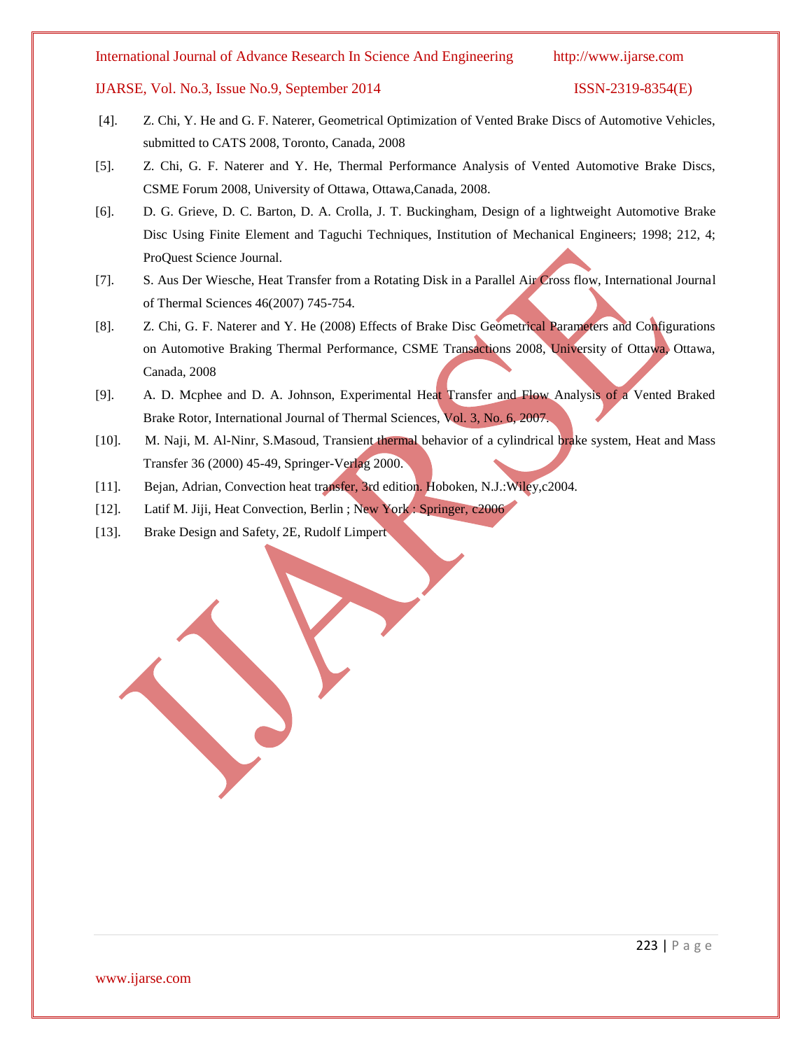[4]. Z. Chi, Y. He and G. F. Naterer, Geometrical Optimization of Vented Brake Discs of Automotive Vehicles, submitted to CATS 2008, Toronto, Canada, 2008

[5]. Z. Chi, G. F. Naterer and Y. He, Thermal Performance Analysis of Vented Automotive Brake Discs, CSME Forum 2008, University of Ottawa, Ottawa,Canada, 2008.

[6]. D. G. Grieve, D. C. Barton, D. A. Crolla, J. T. Buckingham, Design of a lightweight Automotive Brake Disc Using Finite Element and Taguchi Techniques, Institution of Mechanical Engineers; 1998; 212, 4; ProQuest Science Journal.

[7]. S. Aus Der Wiesche, Heat Transfer from a Rotating Disk in a Parallel Air Cross flow, International Journal of Thermal Sciences 46(2007) 745-754.

[8]. Z. Chi, G. F. Naterer and Y. He (2008) Effects of Brake Disc Geometrical Parameters and Configurations on Automotive Braking Thermal Performance, CSME Transactions 2008, University of Ottawa, Ottawa, Canada, 2008

[9]. A. D. Mcphee and D. A. Johnson, Experimental Heat Transfer and Flow Analysis of a Vented Braked Brake Rotor, International Journal of Thermal Sciences, Vol. 3, No. 6, 2007.

[10]. M. Naji, M. Al-Ninr, S.Masoud, Transient thermal behavior of a cylindrical brake system, Heat and Mass Transfer 36 (2000) 45-49, Springer-Verlag 2000.

[11]. Bejan, Adrian, Convection heat transfer, 3rd edition. Hoboken, N.J.:Wiley,c2004.

[12]. Latif M. Jiji, Heat Convection, Berlin ; New York : Springer, c2006

[13]. Brake Design and Safety, 2E, Rudolf Limpert